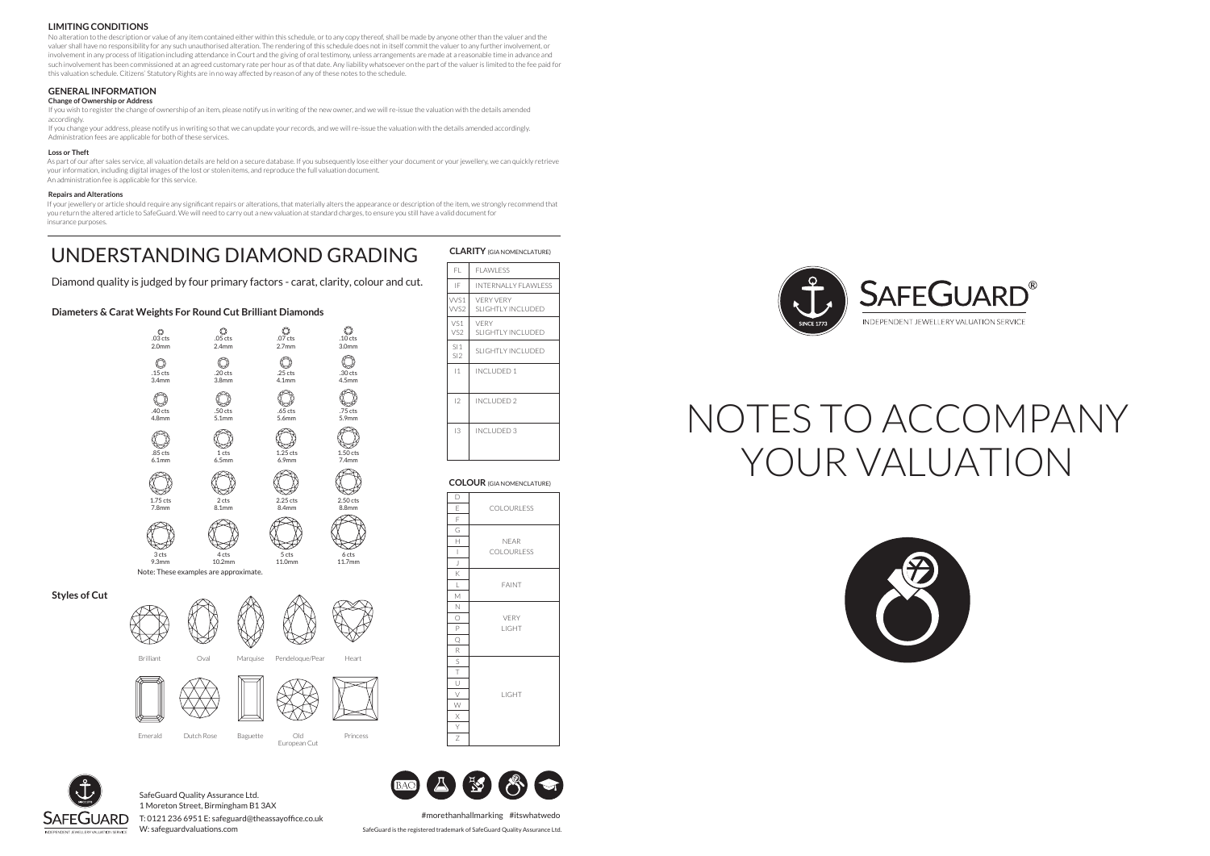## LIMITING CONDITIONS

No alteration to the description or value of any item contained either within this schedule, or to any copy thereof, shall be made by anyone other than the valuer and the valuer shall have no responsibility for any such unauthorised alteration. The rendering of this schedule does not in itself commit the valuer to any further involvement, or involvement in any process of litigation including attendance in Court and the giving of oral testimony, unless arrangements are made at a reasonable time in advance and such involvement has been commissioned at an agreed customary rate per hour as of that date. Any liability whatsoever on the part of the valuer is limited to the fee paid for this valuation schedule. Citizens' Statutory Rights are in no way affected by reason of any of these notes to the schedule.

## GENERAL INFORMATION

**Change of Ownership or Address**

If you wish to register the change of ownership of an item, please notify us in writing of the new owner, and we will re-issue the valuation with the details amended accordingly.

If you change your address, please notify us in writing so that we can update your records, and we will re-issue the valuation with the details amended accordingly. Administration fees are applicable for both of these services.

**Loss or Theft**

As part of our after sales service, all valuation details are held on a secure database. If you subsequently lose either your document or your jewellery, we can quickly retrieve your information, including digital images of the lost or stolen items, and reproduce the full valuation document.
An administration fee is applicable for this service.

**Repairs and Alterations**

If your jewellery or article should require any significant repairs or alterations, that materially alters the appearance or description of the item, we strongly recommend that you return the altered article to SafeGuard. We will need to carry out a new valuation at standard charges, to ensure you still have a valid document for insurance purposes.

# UNDERSTANDING DIAMOND GRADING

Diamond quality is judged by four primary factors - carat, clarity, colour and cut.

### Diameters & Carat Weights For Round Cut Brilliant Diamonds

| | | | |
|---|---|---|---|
| .03 cts 2.0mm | .05 cts 2.4mm | .07 cts 2.7mm | .10 cts 3.0mm |
| .15 cts 3.4mm | .20 cts 3.8mm | .25 cts 4.1mm | .30 cts 4.5mm |
| .40 cts 4.8mm | .50 cts 5.1mm | .65 cts 5.6mm | .75 cts 5.9mm |
| .85 cts 6.1mm | 1 cts 6.5mm | 1.25 cts 6.9mm | 1.50 cts 7.4mm |
| 1.75 cts 7.8mm | 2 cts 8.1mm | 2.25 cts 8.4mm | 2.50 cts 8.8mm |
| 3 cts 9.3mm | 4 cts 10.2mm | 5 cts 11.0mm | 6 cts 11.7mm |

Note: These examples are approximate.

### Styles of Cut

Brilliant, Oval, Marquise, Pendeloque/Pear, Heart

Emerald, Dutch Rose, Baguette, Old European Cut, Princess

**CLARITY** (GIA NOMENCLATURE)

| Grade | Description |
|---|---|
| FL | FLAWLESS |
| IF | INTERNALLY FLAWLESS |
| VVS1 VVS2 | VERY VERY SLIGHTLY INCLUDED |
| VS1 VS2 | VERY SLIGHTLY INCLUDED |
| SI1 SI2 | SLIGHTLY INCLUDED |
| I1 | INCLUDED 1 |
| I2 | INCLUDED 2 |
| I3 | INCLUDED 3 |

**COLOUR** (GIA NOMENCLATURE)

| Grade | Description |
|---|---|
| D E F | COLOURLESS |
| G H I J | NEAR COLOURLESS |
| K L M | FAINT |
| N O P Q R | VERY LIGHT |
| S T U V W X Y Z | LIGHT |

SAFEGUARD®
INDEPENDENT JEWELLERY VALUATION SERVICE

SINCE 1773

# NOTES TO ACCOMPANY YOUR VALUATION

SafeGuard Quality Assurance Ltd.
1 Moreton Street, Birmingham B1 3AX
T: 0121 236 6951 E: safeguard@theassayoffice.co.uk
W: safeguardvaluations.com

#morethanhallmarking #itswhatwedo

SafeGuard is the registered trademark of SafeGuard Quality Assurance Ltd.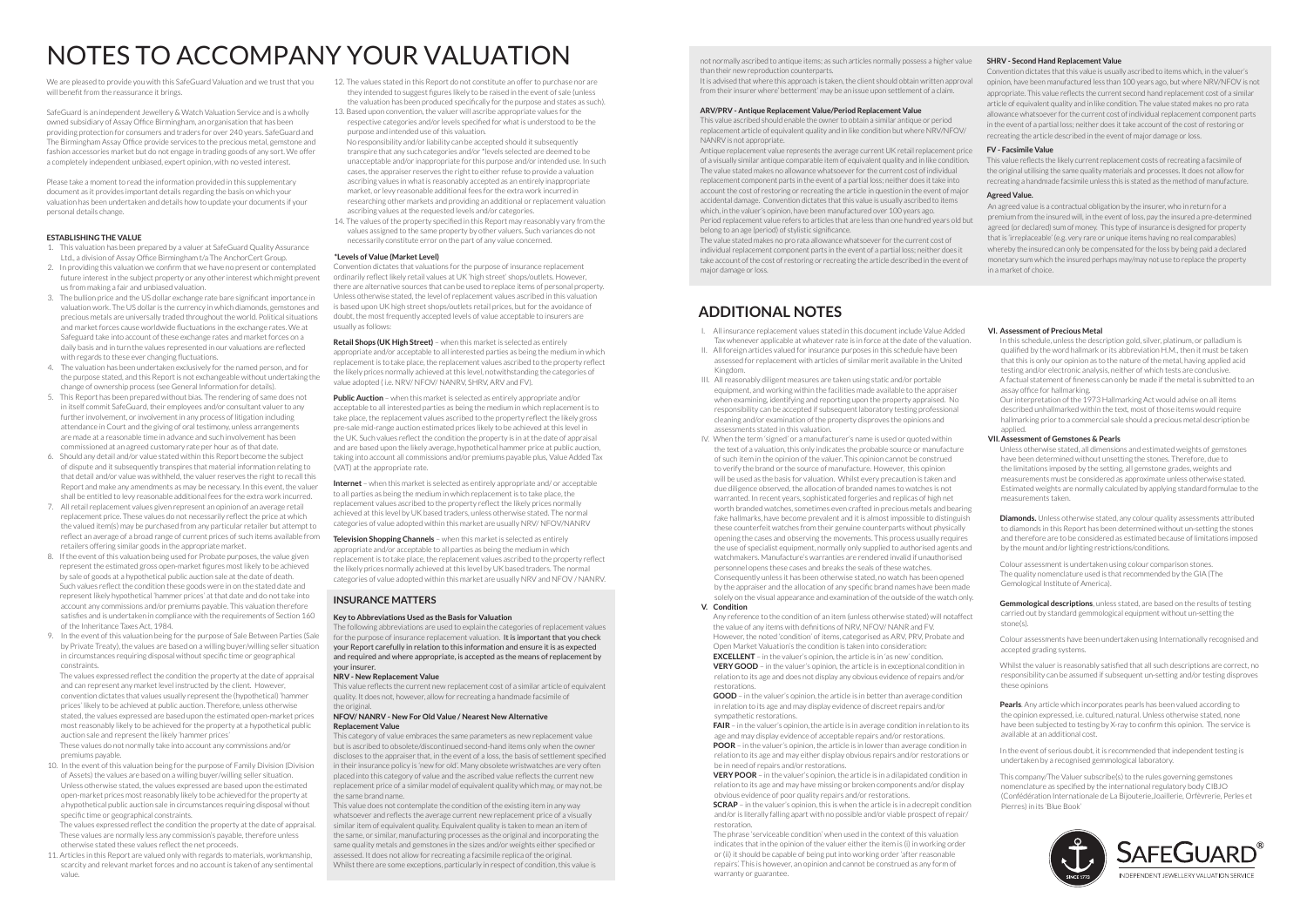# NOTES TO ACCOMPANY YOUR VALUATION

We are pleased to provide you with this SafeGuard Valuation and we trust that you will benefit from the reassurance it brings.

SafeGuard is an independent Jewellery & Watch Valuation Service and is a wholly owned subsidiary of Assay Office Birmingham, an organisation that has been providing protection for consumers and traders for over 240 years. SafeGuard and The Birmingham Assay Office provide services to the precious metal, gemstone and fashion accessories market but do not engage in trading goods of any sort. We offer a completely independent unbiased, expert opinion, with no vested interest.

Please take a moment to read the information provided in this supplementary document as it provides important details regarding the basis on which your valuation has been undertaken and details how to update your documents if your personal details change.

#### ESTABLISHING THE VALUE

1. This valuation has been prepared by a valuer at SafeGuard Quality Assurance Ltd., a division of Assay Office Birmingham t/a The AnchorCert Group.
2. In providing this valuation we confirm that we have no present or contemplated future interest in the subject property or any other interest which might prevent us from making a fair and unbiased valuation.
3. The bullion price and the US dollar exchange rate bare significant importance in valuation work. The US dollar is the currency in which diamonds, gemstones and precious metals are universally traded throughout the world. Political situations and market forces cause worldwide fluctuations in the exchange rates. We at Safeguard take into account of these exchange rates and market forces on a daily basis and in turn the values represented in our valuations are reflected with regards to these ever changing fluctuations.
4. The valuation has been undertaken exclusively for the named person, and for the purpose stated, and this Report is not exchangeable without undertaking the change of ownership process (see General Information for details).
5. This Report has been prepared without bias. The rendering of same does not in itself commit SafeGuard, their employees and/or consultant valuer to any further involvement, or involvement in any process of litigation including attendance in Court and the giving of oral testimony, unless arrangements are made at a reasonable time in advance and such involvement has been commissioned at an agreed customary rate per hour as of that date.
6. Should any detail and/or value stated within this Report become the subject of dispute and it subsequently transpires that material information relating to that detail and/or value was withheld, the valuer reserves the right to recall this Report and make any amendments as may be necessary. In this event, the valuer shall be entitled to levy reasonable additional fees for the extra work incurred.
7. All retail replacement values given represent an opinion of an average retail replacement price. These values do not necessarily reflect the price at which the valued item(s) may be purchased from any particular retailer but attempt to reflect an average of a broad range of current prices of such items available from retailers offering similar goods in the appropriate market.
8. If the event of this valuation being used for Probate purposes, the value given represent the estimated gross open-market figures most likely to be achieved by sale of goods at a hypothetical public auction sale at the date of death. Such values reflect the condition these goods were in on the stated date and represent likely hypothetical 'hammer prices' at that date and do not take into account any commissions and/or premiums payable. This valuation therefore satisfies and is undertaken in compliance with the requirements of Section 160 of the Inheritance Taxes Act, 1984.
9. In the event of this valuation being for the purpose of Sale Between Parties (Sale by Private Treaty), the values are based on a willing buyer/willing seller situation in circumstances requiring disposal without specific time or geographical constraints.

   The values expressed reflect the condition the property at the date of appraisal and can represent any market level instructed by the client. However, convention dictates that values usually represent the (hypothetical) 'hammer prices' likely to be otherwise at public auction. Therefore, unless otherwise stated, the values expressed are based upon the estimated open-market prices most reasonably likely to be achieved for the property at a hypothetical public auction sale and represent the likely 'hammer prices'.

   These values do not normally take into account any commissions and/or premiums payable.
10. In the event of this valuation being for the purpose of Family Division (Division of Assets) the values are based on a willing buyer/willing seller situation. Unless otherwise stated, the values expressed are based upon the estimated open-market prices most reasonably likely to be achieved for the property at a hypothetical public auction sale in circumstances requiring disposal without specific time or geographical constraints.

    The values expressed reflect the condition the property at the date of appraisal. These values are normally less any commission's payable, therefore unless otherwise stated these values reflect the net proceeds.
11. Articles in this Report are valued only with regards to materials, workmanship, scarcity and relevant market forces and no account is taken of any sentimental value.
12. The values stated in this Report do not constitute an offer to purchase nor are they intended to suggest figures likely to be raised in the event of sale (unless the valuation has been produced specifically for the purpose and states as such).
13. Based upon convention, the valuer will ascribe appropriate values for the respective categories and/or levels specified for what is understood to be the purpose and intended use of this valuation.

    No responsibility and/or liability can be accepted should it subsequently transpire that any such categories and/or *levels selected are deemed to be unacceptable and/or inappropriate for this purpose and/or intended use. In such cases, the appraiser reserves the right to either refuse to provide a valuation ascribing values in what is reasonably accepted as an entirely inappropriate market, or levy reasonable additional fees for the extra work incurred in researching other markets and providing an additional or replacement valuation ascribing values at the requested levels and/or categories.
14. The values of the property specified in this Report may reasonably vary from the values assigned to the same property by other valuers. Such variances do not necessarily constitute error on the part of any value concerned.

#### *Levels of Value (Market Level)

Convention dictates that valuations for the purpose of insurance replacement ordinarily reflect likely retail values at UK 'high street' shops/outlets. However, there are alternative sources that can be used to replace items of personal property. Unless otherwise stated, the level of replacement values ascribed in this valuation is based upon UK high street shops/outlets retail prices, but for the avoidance of doubt, the most frequently accepted levels of value acceptable to insurers are usually as follows:

**Retail Shops (UK High Street)** – when this market is selected as entirely appropriate and/or acceptable to all interested parties as being the medium in which replacement is to take place, the replacement values ascribed to the property reflect the likely prices normally achieved at this level, notwithstanding the categories of value adopted ( i.e. NRV/ NFOV/ NANRV, SHRV, ARV and FV).

**Public Auction** – when this market is selected as entirely appropriate and/or acceptable to all interested parties as being the medium in which replacement is to take place, the replacement values ascribed to the property reflect the likely gross pre-sale mid-range auction estimated prices likely to be achieved at this level in the UK. Such values reflect the condition the property is in at the date of appraisal and are based upon the likely average, hypothetical hammer price at public auction, taking into account all commissions and/or premiums payable plus, Value Added Tax (VAT) at the appropriate rate.

**Internet** – when this market is selected as entirely appropriate and/ or acceptable to all parties as being the medium in which replacement is to take place, the replacement values ascribed to the property reflect the likely prices normally achieved at this level by UK based traders, unless otherwise stated. The normal categories of value adopted within this market are usually NRV/ NFOV/NANRV

**Television Shopping Channels** – when this market is selected as entirely appropriate and/or acceptable to all parties as being the medium in which replacement is to take place, the replacement values ascribed to the property reflect the likely prices normally achieved at this level by UK based traders. The normal categories of value adopted within this market are usually NRV and NFOV / NANRV.

## INSURANCE MATTERS

#### Key to Abbreviations Used as the Basis for Valuation

The following abbreviations are used to explain the categories of replacement values for the purpose of insurance replacement valuation. **It is important that you check your Report carefully in relation to this information and ensure it is as expected and required and where appropriate, is accepted as the means of replacement by your insurer.**

#### NRV - New Replacement Value

This value reflects the current new replacement cost of a similar article of equivalent quality. It does not, however, allow for recreating a handmade facsimile of the original.

#### NFOV/ NANRV - New For Old Value / Nearest New Alternative Replacement Value

This category of value embraces the same parameters as new replacement value but is ascribed to obsolete/discontinued second-hand items only when the owner discloses to the appraiser that, in the event of a loss, the basis of settlement specified in their insurance policy is 'new for old'. Many obsolete wristwatches are very often placed into this category of value and the ascribed value reflects the current new replacement price of a similar model of equivalent quality which may, or may not, be the same brand name.

This value does not contemplate the condition of the existing item in any way whatsoever and reflects the average current new replacement price of a visually similar item of equivalent quality. Equivalent quality is taken to mean an item of the same, or similar, manufacturing processes as the original and incorporating the same quality metals and gemstones in the sizes and/or weights either specified or assessed. It does not allow for recreating a facsimile replica of the original. Whilst there are some exceptions, particularly in respect of condition, this value is not normally ascribed to antique items; as such articles normally possess a higher value than their new reproduction counterparts.

It is advised that where this approach is taken, the client should obtain written approval from their insurer where' betterment' may be an issue upon settlement of a claim.

#### ARV/PRV - Antique Replacement Value/Period Replacement Value

This value ascribed should enable the owner to obtain a similar antique or period replacement article of equivalent quality and in like condition but where NRV/NFOV/ NANRV is not appropriate.

Antique replacement value represents the average current UK retail replacement price of a visually similar antique comparable item of equivalent quality and in like condition. The value stated makes no allowance whatsoever for the current cost of individual replacement component parts in the event of a partial loss; neither does it take into account the cost of restoring or recreating the article in question in the event of major accidental damage. Convention dictates that this value is usually ascribed to items which, in the valuer's opinion, have been manufactured over 100 years ago.

Period replacement value refers to articles that are less than one hundred years old but belong to an age (period) of stylistic significance.

The value stated makes no pro rata allowance whatsoever for the current cost of individual replacement component parts in the event of a partial loss; neither does it take account of the cost of restoring or recreating the article described in the event of major damage or loss.

#### SHRV - Second Hand Replacement Value

Convention dictates that this value is usually ascribed to items which, in the valuer's opinion, have been manufactured less than 100 years ago, but where NRV/NFOV is not appropriate. This value reflects the current second hand replacement cost of a similar article of equivalent quality and in like condition. The value stated makes no pro rata allowance whatsoever for the current cost of individual replacement component parts in the event of a partial loss; neither does it take account of the cost of restoring or recreating the article described in the event of major damage or loss.

#### FV - Facsimile Value

This value reflects the likely current replacement costs of recreating a facsimile of the original utilising the same quality materials and processes. It does not allow for recreating a handmade facsimile unless this is stated as the method of manufacture.

#### Agreed Value.

An agreed value is a contractual obligation by the insurer, who in return for a premium from the insured will, in the event of loss, pay the insured a pre-determined agreed (or declared) sum of money. This type of insurance is designed for property that is 'irreplaceable' (e.g. very rare or unique items having no real comparables) whereby the insured can only be compensated for the loss by being paid a declared monetary sum which the insured perhaps may/may not use to replace the property in a market of choice.

## ADDITIONAL NOTES

I. All insurance replacement values stated in this document include Value Added Tax whenever applicable at whatever rate is in force at the date of the valuation.

II. All foreign articles valued for insurance purposes in this schedule have been assessed for replacement with articles of similar merit available in the United Kingdom.

III. All reasonably diligent measures are taken using static and/or portable equipment, and working within the facilities made available to the appraiser when examining, identifying and reporting upon the property appraised. No responsibility can be accepted if subsequent laboratory testing professional cleaning and/or examination of the property disproves the opinions and assessments stated in this valuation.

IV. When the term 'signed' or a manufacturer's name is used or quoted within the text of a valuation, this only indicates the probable source or manufacture of such item in the opinion of the valuer. This opinion cannot be construed to verify the brand or the source of manufacture. However, this opinion will be used as the basis for valuation. Whilst every precaution is taken and due diligence observed, the allocation of branded names to watches is not warranted. In recent years, sophisticated forgeries and replicas of high net worth branded watches, sometimes even crafted in precious metals and bearing fake hallmarks, have become prevalent and it is almost impossible to distinguish these counterfeit watches from their genuine counterparts without physically opening the cases and observing the movements. This process usually requires the use of specialist equipment, normally only supplied to authorised agents and watchmakers. Manufacture's warranties are rendered invalid if unauthorised personnel opens these cases and breaks the seals of these watches. Consequently unless it has been otherwise stated, no watch has been opened by the appraiser and the allocation of any specific brand names have been made solely on the visual appearance and examination of the outside of the watch only.

V. **Condition**

Any reference to the condition of an item (unless otherwise stated) will not affect the value of any items with definitions of NRV, NFOV/ NANR and FV. However, the noted 'condition' of items, categorised as ARV, PRV, Probate and Open Market Valuation's the condition is taken into consideration:

**EXCELLENT** – in the valuer's opinion, the article is in 'as new' condition.

**VERY GOOD** – in the valuer's opinion, the article is in exceptional condition in relation to its age and does not display any obvious evidence of repairs and/or restorations.

**GOOD** – in the valuer's opinion, the article is in better than average condition in relation to its age and may display evidence of discreet repairs and/or sympathetic restorations.

**FAIR** – in the valuer's opinion, the article is in average condition in relation to its age and may display evidence of acceptable repairs and/or restorations.

**POOR** – in the valuer's opinion, the article is in lower than average condition in relation to its age and may either display obvious repairs and/or restorations or be in need of repairs and/or restorations.

**VERY POOR** – in the valuer's opinion, the article is in a dilapidated condition in relation to its age and may have missing or broken components and/or display obvious evidence of poor quality repairs and/or restorations.

**SCRAP** – in the valuer's opinion, this is when the article is in a decrepit condition and/or is literally falling apart with no possible and/or viable prospect of repair/ restoration.

The phrase 'serviceable condition' when used in the context of this valuation indicates that in the opinion of the valuer either the item is (i) in working order or (ii) it should be capable of being put into working order 'after reasonable repairs'. This is however, an opinion and cannot be construed as any form of warranty or guarantee.

VI. **Assessment of Precious Metal**

In this schedule, unless the description gold, silver, platinum, or palladium is qualified by the word hallmark or its abbreviation H.M., then it must be taken that this is only our opinion as to the nature of the metal, having applied acid testing and/or electronic analysis, neither of which tests are conclusive.

A factual statement of fineness can only be made if the metal is submitted to an assay office for hallmarking.

Our interpretation of the 1973 Hallmarking Act would advise on all items described unhallmarked within the text, most of those items would require hallmarking prior to a commercial sale should a precious metal description be applied.

VII. **Assessment of Gemstones & Pearls**

Unless otherwise stated, all dimensions and estimated weights of gemstones have been determined without unsetting the stones. Therefore, due to the limitations imposed by the setting, all gemstone grades, weights and measurements must be considered as approximate unless otherwise stated. Estimated weights are normally calculated by applying standard formulae to the measurements taken.

**Diamonds.** Unless otherwise stated, any colour quality assessments attributed to diamonds in this Report has been determined without un-setting the stones and therefore are to be considered as estimated because of limitations imposed by the mount and/or lighting restrictions/conditions.

Colour assessment is undertaken using colour comparison stones. The quality nomenclature used is that recommended by the GIA (The Gemological Institute of America).

**Gemmological descriptions**, unless stated, are based on the results of testing carried out by standard gemmological equipment without un-setting the stone(s).

Colour assessments have been undertaken using Internationally recognised and accepted grading systems.

Whilst the valuer is reasonably satisfied that all such descriptions are correct, no responsibility can be assumed if subsequent un-setting and/or testing disproves these opinions

**Pearls**. Any article which incorporates pearls has been valued according to the opinion expressed, i.e. cultured, natural. Unless otherwise stated, none have been subjected to testing by X-ray to confirm this opinion. The service is available at an additional cost.

In the event of serious doubt, it is recommended that independent testing is undertaken by a recognised gemmological laboratory.

This company/The Valuer subscribe(s) to the rules governing gemstones nomenclature as specified by the international regulatory body CIBJO (Confédération Internationale de La Bijouterie,Joaillerie, Orfèvrerie, Perles et Pierres) in its 'Blue Book'

SINCE 1773

SAFEGUARD®

INDEPENDENT JEWELLERY VALUATION SERVICE